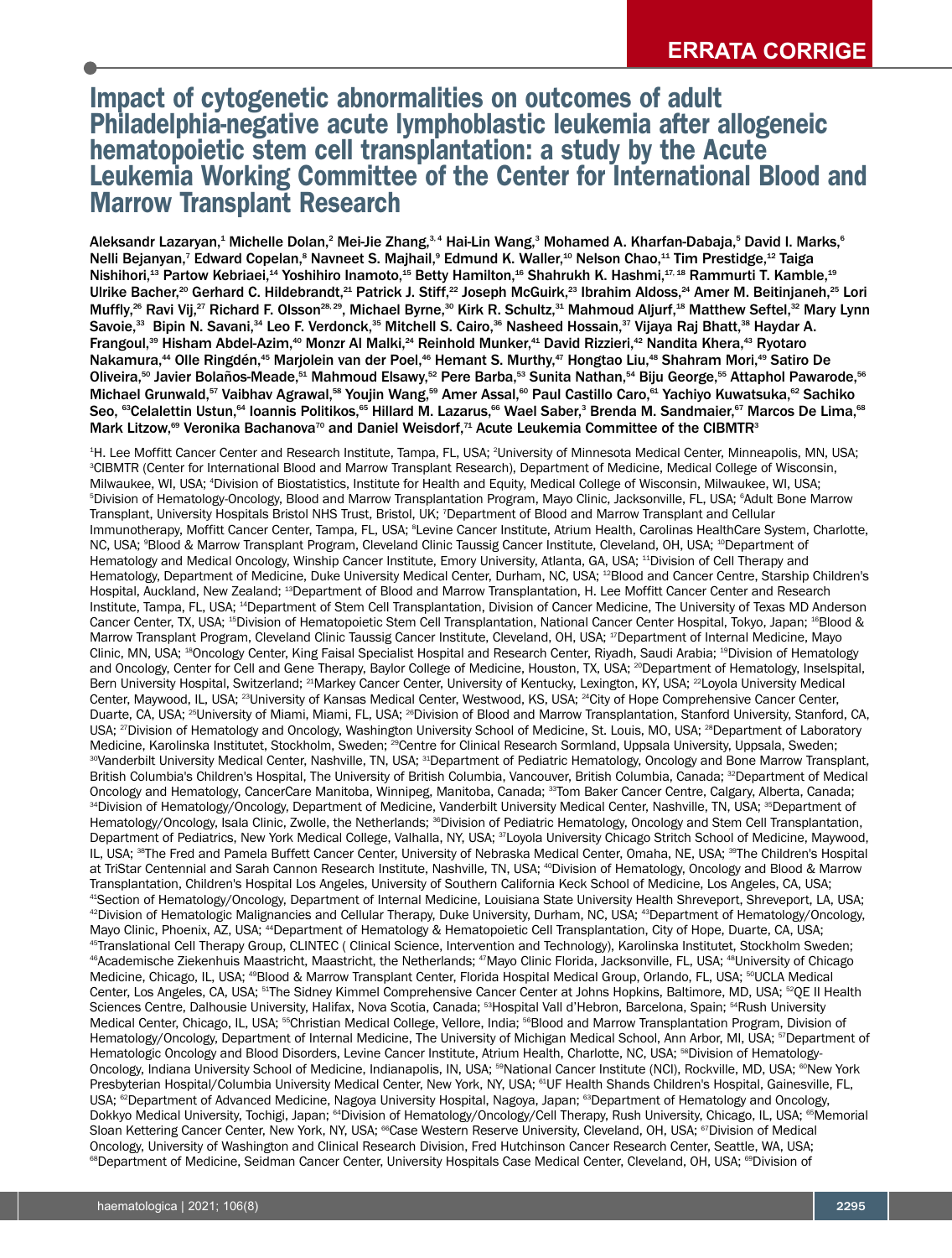ERRATA CORRIGE

# Impact of cytogenetic abnormalities on outcomes of adult Philadelphia-negative acute lymphoblastic leukemia after allogeneic hematopoietic stem cell transplantation: a study by the Acute Leukemia Working Committee of the Center for International Blood and Marrow Transplant Research

**Aleksandr Lazaryan,[1] Michelle Dolan,[2] Mei-Jie Zhang,[3,4] Hai-Lin Wang,[3] Mohamed A. Kharfan-Dabaja,[5] David I. Marks,[6] Nelli Bejanyan,[7] Edward Copelan,[8] Navneet S. Majhail,[9] Edmund K. Waller,[10] Nelson Chao,[11] Tim Prestidge,[12] Taiga Nishihori,[13] Partow Kebriaei,[14] Yoshihiro Inamoto,[15] Betty Hamilton,[16] Shahrukh K. Hashmi,[17,18] Rammurti T. Kamble,[19] Ulrike Bacher,[20] Gerhard C. Hildebrandt,[21] Patrick J. Stiff,[22] Joseph McGuirk,[23] Ibrahim Aldoss,[24] Amer M. Beitinjaneh,[25] Lori Muffly,[26] Ravi Vij,[27] Richard F. Olsson[28,29], Michael Byrne,[30] Kirk R. Schultz,[31] Mahmoud Aljurf,[18] Matthew Seftel,[32] Mary Lynn Savoie,[33] Bipin N. Savani,[34] Leo F. Verdonck,[35] Mitchell S. Cairo,[36] Nasheed Hossain,[37] Vijaya Raj Bhatt,[38] Haydar A. Frangoul,[39] Hisham Abdel-Azim,[40] Monzr Al Malki,[24] Reinhold Munker,[41] David Rizzieri,[42] Nandita Khera,[43] Ryotaro Nakamura,[44] Olle Ringdén,[45] Marjolein van der Poel,[46] Hemant S. Murthy,[47] Hongtao Liu,[48] Shahram Mori,[49] Satiro De Oliveira,[50] Javier Bolaños-Meade,[51] Mahmoud Elsawy,[52] Pere Barba,[53] Sunita Nathan,[54] Biju George,[55] Attaphol Pawarode,[56] Michael Grunwald,[57] Vaibhav Agrawal,[58] Youjin Wang,[59] Amer Assal,[60] Paul Castillo Caro,[61] Yachiyo Kuwatsuka,[62] Sachiko Seo, [63]Celalettin Ustun,[64] Ioannis Politikos,[65] Hillard M. Lazarus,[66] Wael Saber,[3] Brenda M. Sandmaier,[67] Marcos De Lima,[68] Mark Litzow,[69] Veronika Bachanova[70] and Daniel Weisdorf,[71] Acute Leukemia Committee of the CIBMTR[3]**

[1]H. Lee Moffitt Cancer Center and Research Institute, Tampa, FL, USA; [2]University of Minnesota Medical Center, Minneapolis, MN, USA; [3]CIBMTR (Center for International Blood and Marrow Transplant Research), Department of Medicine, Medical College of Wisconsin, Milwaukee, WI, USA; [4]Division of Biostatistics, Institute for Health and Equity, Medical College of Wisconsin, Milwaukee, WI, USA; [5]Division of Hematology-Oncology, Blood and Marrow Transplantation Program, Mayo Clinic, Jacksonville, FL, USA; [6]Adult Bone Marrow Transplant, University Hospitals Bristol NHS Trust, Bristol, UK; [7]Department of Blood and Marrow Transplant and Cellular Immunotherapy, Moffitt Cancer Center, Tampa, FL, USA; [8]Levine Cancer Institute, Atrium Health, Carolinas HealthCare System, Charlotte, NC, USA; [9]Blood & Marrow Transplant Program, Cleveland Clinic Taussig Cancer Institute, Cleveland, OH, USA; [10]Department of Hematology and Medical Oncology, Winship Cancer Institute, Emory University, Atlanta, GA, USA; [11]Division of Cell Therapy and Hematology, Department of Medicine, Duke University Medical Center, Durham, NC, USA; [12]Blood and Cancer Centre, Starship Children's Hospital, Auckland, New Zealand; [13]Department of Blood and Marrow Transplantation, H. Lee Moffitt Cancer Center and Research Institute, Tampa, FL, USA; [14]Department of Stem Cell Transplantation, Division of Cancer Medicine, The University of Texas MD Anderson Cancer Center, TX, USA; [15]Division of Hematopoietic Stem Cell Transplantation, National Cancer Center Hospital, Tokyo, Japan; [16]Blood & Marrow Transplant Program, Cleveland Clinic Taussig Cancer Institute, Cleveland, OH, USA; [17]Department of Internal Medicine, Mayo Clinic, MN, USA; [18]Oncology Center, King Faisal Specialist Hospital and Research Center, Riyadh, Saudi Arabia; [19]Division of Hematology and Oncology, Center for Cell and Gene Therapy, Baylor College of Medicine, Houston, TX, USA; [20]Department of Hematology, Inselspital, Bern University Hospital, Switzerland; [21]Markey Cancer Center, University of Kentucky, Lexington, KY, USA; [22]Loyola University Medical Center, Maywood, IL, USA; [23]University of Kansas Medical Center, Westwood, KS, USA; [24]City of Hope Comprehensive Cancer Center, Duarte, CA, USA; [25]University of Miami, Miami, FL, USA; [26]Division of Blood and Marrow Transplantation, Stanford University, Stanford, CA, USA; [27]Division of Hematology and Oncology, Washington University School of Medicine, St. Louis, MO, USA; [28]Department of Laboratory Medicine, Karolinska Institutet, Stockholm, Sweden; [29]Centre for Clinical Research Sormland, Uppsala University, Uppsala, Sweden; [30]Vanderbilt University Medical Center, Nashville, TN, USA; [31]Department of Pediatric Hematology, Oncology and Bone Marrow Transplant, British Columbia's Children's Hospital, The University of British Columbia, Vancouver, British Columbia, Canada; [32]Department of Medical Oncology and Hematology, CancerCare Manitoba, Winnipeg, Manitoba, Canada; [33]Tom Baker Cancer Centre, Calgary, Alberta, Canada; [34]Division of Hematology/Oncology, Department of Medicine, Vanderbilt University Medical Center, Nashville, TN, USA; [35]Department of Hematology/Oncology, Isala Clinic, Zwolle, the Netherlands; [36]Division of Pediatric Hematology, Oncology and Stem Cell Transplantation, Department of Pediatrics, New York Medical College, Valhalla, NY, USA; [37]Loyola University Chicago Stritch School of Medicine, Maywood, IL, USA; [38]The Fred and Pamela Buffett Cancer Center, University of Nebraska Medical Center, Omaha, NE, USA; [39]The Children's Hospital at TriStar Centennial and Sarah Cannon Research Institute, Nashville, TN, USA; [40]Division of Hematology, Oncology and Blood & Marrow Transplantation, Children's Hospital Los Angeles, University of Southern California Keck School of Medicine, Los Angeles, CA, USA; [41]Section of Hematology/Oncology, Department of Internal Medicine, Louisiana State University Health Shreveport, Shreveport, LA, USA; [42]Division of Hematologic Malignancies and Cellular Therapy, Duke University, Durham, NC, USA; [43]Department of Hematology/Oncology, Mayo Clinic, Phoenix, AZ, USA; [44]Department of Hematology & Hematopoietic Cell Transplantation, City of Hope, Duarte, CA, USA; [45]Translational Cell Therapy Group, CLINTEC ( Clinical Science, Intervention and Technology), Karolinska Institutet, Stockholm Sweden; [46]Academische Ziekenhuis Maastricht, Maastricht, the Netherlands; [47]Mayo Clinic Florida, Jacksonville, FL, USA; [48]University of Chicago Medicine, Chicago, IL, USA; [49]Blood & Marrow Transplant Center, Florida Hospital Medical Group, Orlando, FL, USA; [50]UCLA Medical Center, Los Angeles, CA, USA; [51]The Sidney Kimmel Comprehensive Cancer Center at Johns Hopkins, Baltimore, MD, USA; [52]QE II Health Sciences Centre, Dalhousie University, Halifax, Nova Scotia, Canada; [53]Hospital Vall d'Hebron, Barcelona, Spain; [54]Rush University Medical Center, Chicago, IL, USA; [55]Christian Medical College, Vellore, India; [56]Blood and Marrow Transplantation Program, Division of Hematology/Oncology, Department of Internal Medicine, The University of Michigan Medical School, Ann Arbor, MI, USA; [57]Department of Hematologic Oncology and Blood Disorders, Levine Cancer Institute, Atrium Health, Charlotte, NC, USA; [58]Division of Hematology-Oncology, Indiana University School of Medicine, Indianapolis, IN, USA; [59]National Cancer Institute (NCI), Rockville, MD, USA; [60]New York Presbyterian Hospital/Columbia University Medical Center, New York, NY, USA; [61]UF Health Shands Children's Hospital, Gainesville, FL, USA; [62]Department of Advanced Medicine, Nagoya University Hospital, Nagoya, Japan; [63]Department of Hematology and Oncology, Dokkyo Medical University, Tochigi, Japan; [64]Division of Hematology/Oncology/Cell Therapy, Rush University, Chicago, IL, USA; [65]Memorial Sloan Kettering Cancer Center, New York, NY, USA; [66]Case Western Reserve University, Cleveland, OH, USA; [67]Division of Medical Oncology, University of Washington and Clinical Research Division, Fred Hutchinson Cancer Research Center, Seattle, WA, USA; [68]Department of Medicine, Seidman Cancer Center, University Hospitals Case Medical Center, Cleveland, OH, USA; [69]Division of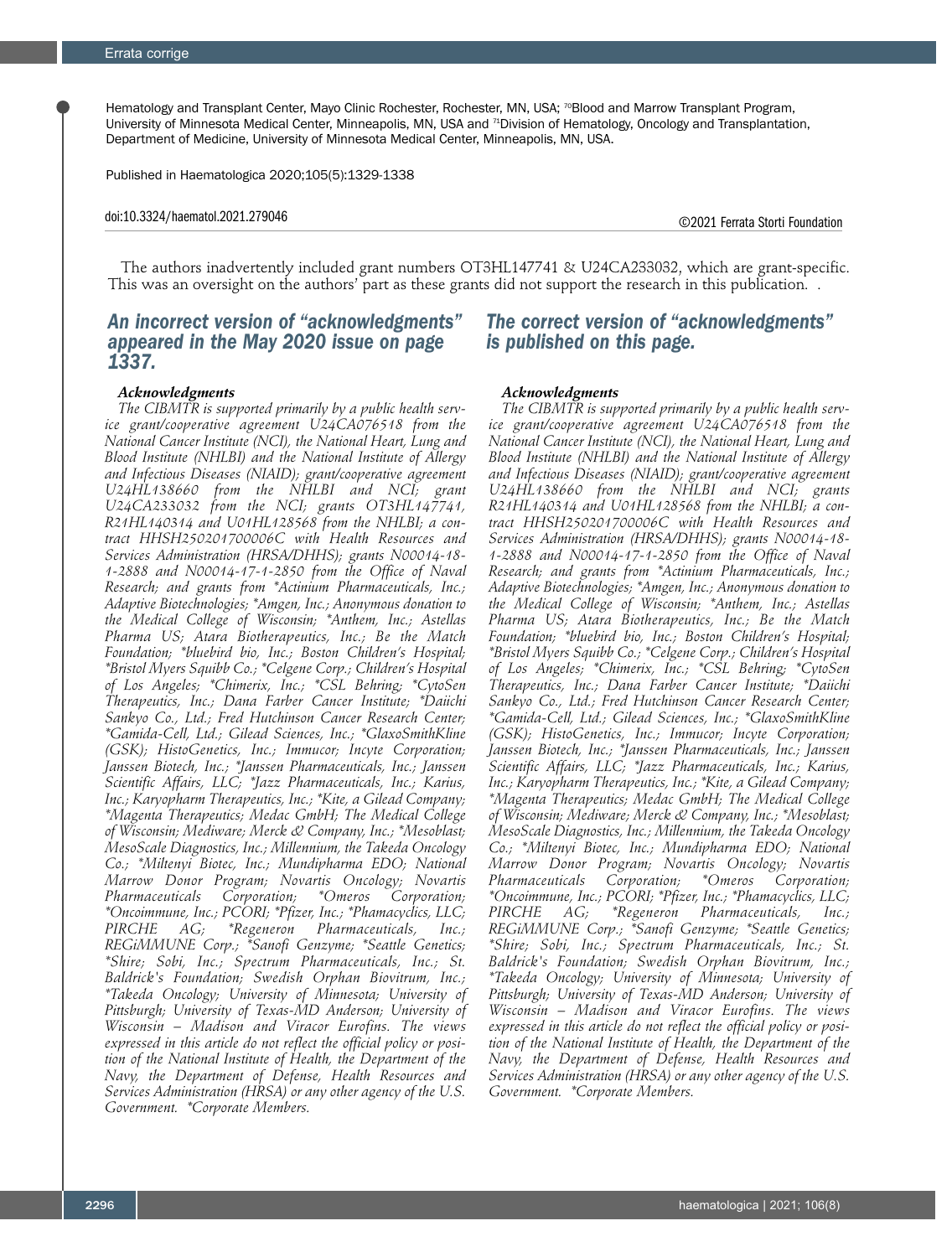Hematology and Transplant Center, Mayo Clinic Rochester, Rochester, MN, USA; [70]Blood and Marrow Transplant Program, University of Minnesota Medical Center, Minneapolis, MN, USA and [71]Division of Hematology, Oncology and Transplantation, Department of Medicine, University of Minnesota Medical Center, Minneapolis, MN, USA.

Published in Haematologica 2020;105(5):1329-1338

doi:10.3324/haematol.2021.279046

©2021 Ferrata Storti Foundation

The authors inadvertently included grant numbers OT3HL147741 & U24CA233032, which are grant-specific. This was an oversight on the authors' part as these grants did not support the research in this publication. .

## An incorrect version of "acknowledgments" appeared in the May 2020 issue on page 1337.

### *Acknowledgments*

*The CIBMTR is supported primarily by a public health service grant/cooperative agreement U24CA076518 from the National Cancer Institute (NCI), the National Heart, Lung and Blood Institute (NHLBI) and the National Institute of Allergy and Infectious Diseases (NIAID); grant/cooperative agreement U24HL138660 from the NHLBI and NCI; grant U24CA233032 from the NCI; grants OT3HL147741, R21HL140314 and U01HL128568 from the NHLBI; a contract HHSH250201700006C with Health Resources and Services Administration (HRSA/DHHS); grants N00014-18-1-2888 and N00014-17-1-2850 from the Office of Naval Research; and grants from \*Actinium Pharmaceuticals, Inc.; Adaptive Biotechnologies; \*Amgen, Inc.; Anonymous donation to the Medical College of Wisconsin; \*Anthem, Inc.; Astellas Pharma US; Atara Biotherapeutics, Inc.; Be the Match Foundation; \*bluebird bio, Inc.; Boston Children's Hospital; \*Bristol Myers Squibb Co.; \*Celgene Corp.; Children's Hospital of Los Angeles; \*Chimerix, Inc.; \*CSL Behring; \*CytoSen Therapeutics, Inc.; Dana Farber Cancer Institute; \*Daiichi Sankyo Co., Ltd.; Fred Hutchinson Cancer Research Center; \*Gamida-Cell, Ltd.; Gilead Sciences, Inc.; \*GlaxoSmithKline (GSK); HistoGenetics, Inc.; Immucor; Incyte Corporation; Janssen Biotech, Inc.; \*Janssen Pharmaceuticals, Inc.; Janssen Scientific Affairs, LLC; \*Jazz Pharmaceuticals, Inc.; Karius, Inc.; Karyopharm Therapeutics, Inc.; \*Kite, a Gilead Company; \*Magenta Therapeutics; Medac GmbH; The Medical College of Wisconsin; Mediware; Merck & Company, Inc.; \*Mesoblast; MesoScale Diagnostics, Inc.; Millennium, the Takeda Oncology Co.; \*Miltenyi Biotec, Inc.; Mundipharma EDO; National Marrow Donor Program; Novartis Oncology; Novartis Pharmaceuticals Corporation; \*Omeros Corporation; \*Oncoimmune, Inc.; PCORI; \*Pfizer, Inc.; \*Phamacyclics, LLC; PIRCHE AG; \*Regeneron Pharmaceuticals, Inc.; REGiMMUNE Corp.; \*Sanofi Genzyme; \*Seattle Genetics; \*Shire; Sobi, Inc.; Spectrum Pharmaceuticals, Inc.; St. Baldrick's Foundation; Swedish Orphan Biovitrum, Inc.; \*Takeda Oncology; University of Minnesota; University of Pittsburgh; University of Texas-MD Anderson; University of Wisconsin – Madison and Viracor Eurofins. The views expressed in this article do not reflect the official policy or position of the National Institute of Health, the Department of the Navy, the Department of Defense, Health Resources and Services Administration (HRSA) or any other agency of the U.S. Government. \*Corporate Members.*

## The correct version of "acknowledgments" is published on this page.

### *Acknowledgments*

*The CIBMTR is supported primarily by a public health service grant/cooperative agreement U24CA076518 from the National Cancer Institute (NCI), the National Heart, Lung and Blood Institute (NHLBI) and the National Institute of Allergy and Infectious Diseases (NIAID); grant/cooperative agreement U24HL138660 from the NHLBI and NCI; grants R21HL140314 and U01HL128568 from the NHLBI; a contract HHSH250201700006C with Health Resources and Services Administration (HRSA/DHHS); grants N00014-18-1-2888 and N00014-17-1-2850 from the Office of Naval Research; and grants from \*Actinium Pharmaceuticals, Inc.; Adaptive Biotechnologies; \*Amgen, Inc.; Anonymous donation to the Medical College of Wisconsin; \*Anthem, Inc.; Astellas Pharma US; Atara Biotherapeutics, Inc.; Be the Match Foundation; \*bluebird bio, Inc.; Boston Children's Hospital; \*Bristol Myers Squibb Co.; \*Celgene Corp.; Children's Hospital of Los Angeles; \*Chimerix, Inc.; \*CSL Behring; \*CytoSen Therapeutics, Inc.; Dana Farber Cancer Institute; \*Daiichi Sankyo Co., Ltd.; Fred Hutchinson Cancer Research Center; \*Gamida-Cell, Ltd.; Gilead Sciences, Inc.; \*GlaxoSmithKline (GSK); HistoGenetics, Inc.; Immucor; Incyte Corporation; Janssen Biotech, Inc.; \*Janssen Pharmaceuticals, Inc.; Janssen Scientific Affairs, LLC; \*Jazz Pharmaceuticals, Inc.; Karius, Inc.; Karyopharm Therapeutics, Inc.; \*Kite, a Gilead Company; \*Magenta Therapeutics; Medac GmbH; The Medical College of Wisconsin; Mediware; Merck & Company, Inc.; \*Mesoblast; MesoScale Diagnostics, Inc.; Millennium, the Takeda Oncology Co.; \*Miltenyi Biotec, Inc.; Mundipharma EDO; National Marrow Donor Program; Novartis Oncology; Novartis Pharmaceuticals Corporation; \*Omeros Corporation; \*Oncoimmune, Inc.; PCORI; \*Pfizer, Inc.; \*Phamacyclics, LLC; PIRCHE AG; \*Regeneron Pharmaceuticals, Inc.; REGiMMUNE Corp.; \*Sanofi Genzyme; \*Seattle Genetics; \*Shire; Sobi, Inc.; Spectrum Pharmaceuticals, Inc.; St. Baldrick's Foundation; Swedish Orphan Biovitrum, Inc.; \*Takeda Oncology; University of Minnesota; University of Pittsburgh; University of Texas-MD Anderson; University of Wisconsin – Madison and Viracor Eurofins. The views expressed in this article do not reflect the official policy or position of the National Institute of Health, the Department of the Navy, the Department of Defense, Health Resources and Services Administration (HRSA) or any other agency of the U.S. Government. \*Corporate Members.*